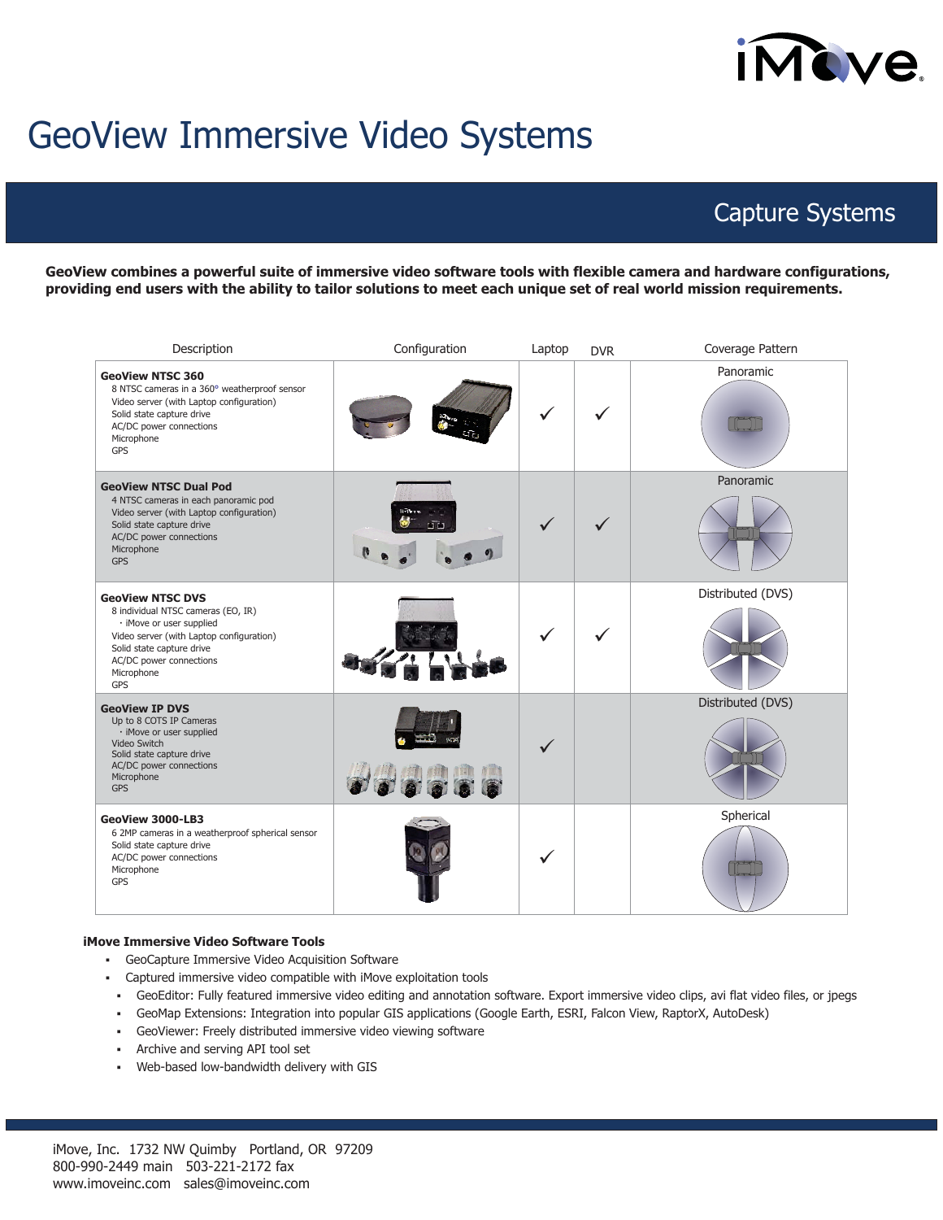# GeoView Immersive Video Systems

## Capture Systems

**GeoView combines a powerful suite of immersive video software tools with flexible camera and hardware configurations, providing end users with the ability to tailor solutions to meet each unique set of real world mission requirements.**

| Description | Configuration | Laptop | DVR | Coverage Pattern |
|---|---|---|---|---|
| **GeoView NTSC 360**<br>8 NTSC cameras in a 360° weatherproof sensor<br>Video server (with Laptop configuration)<br>Solid state capture drive<br>AC/DC power connections<br>Microphone<br>GPS | | ✓ | ✓ | Panoramic |
| **GeoView NTSC Dual Pod**<br>4 NTSC cameras in each panoramic pod<br>Video server (with Laptop configuration)<br>Solid state capture drive<br>AC/DC power connections<br>Microphone<br>GPS | | ✓ | ✓ | Panoramic |
| **GeoView NTSC DVS**<br>8 individual NTSC cameras (EO, IR)<br>· iMove or user supplied<br>Video server (with Laptop configuration)<br>Solid state capture drive<br>AC/DC power connections<br>Microphone<br>GPS | | ✓ | ✓ | Distributed (DVS) |
| **GeoView IP DVS**<br>Up to 8 COTS IP Cameras<br>· iMove or user supplied<br>Video Switch<br>Solid state capture drive<br>AC/DC power connections<br>Microphone<br>GPS | | ✓ | | Distributed (DVS) |
| **GeoView 3000-LB3**<br>6 2MP cameras in a weatherproof spherical sensor<br>Solid state capture drive<br>AC/DC power connections<br>Microphone<br>GPS | | ✓ | | Spherical |

**iMove Immersive Video Software Tools**

- GeoCapture Immersive Video Acquisition Software
- Captured immersive video compatible with iMove exploitation tools
  - GeoEditor: Fully featured immersive video editing and annotation software. Export immersive video clips, avi flat video files, or jpegs
  - GeoMap Extensions: Integration into popular GIS applications (Google Earth, ESRI, Falcon View, RaptorX, AutoDesk)
  - GeoViewer: Freely distributed immersive video viewing software
  - Archive and serving API tool set
  - Web-based low-bandwidth delivery with GIS

iMove, Inc. 1732 NW Quimby Portland, OR 97209
800-990-2449 main 503-221-2172 fax
www.imoveinc.com sales@imoveinc.com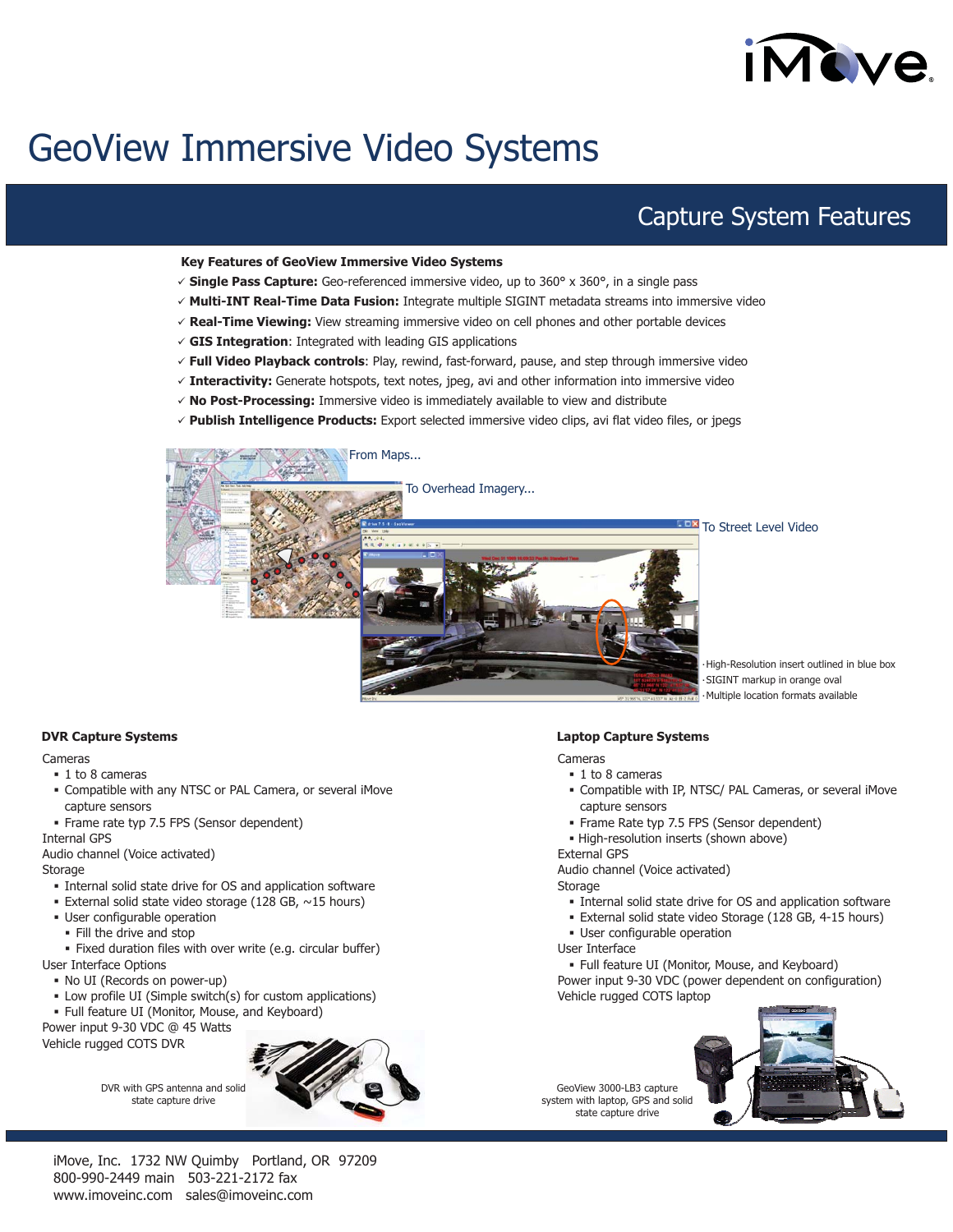# GeoView Immersive Video Systems

## Capture System Features

**Key Features of GeoView Immersive Video Systems**

- ✓ **Single Pass Capture:** Geo-referenced immersive video, up to 360° x 360°, in a single pass
- ✓ **Multi-INT Real-Time Data Fusion:** Integrate multiple SIGINT metadata streams into immersive video
- ✓ **Real-Time Viewing:** View streaming immersive video on cell phones and other portable devices
- ✓ **GIS Integration**: Integrated with leading GIS applications
- ✓ **Full Video Playback controls**: Play, rewind, fast-forward, pause, and step through immersive video
- ✓ **Interactivity:** Generate hotspots, text notes, jpeg, avi and other information into immersive video
- ✓ **No Post-Processing:** Immersive video is immediately available to view and distribute
- ✓ **Publish Intelligence Products:** Export selected immersive video clips, avi flat video files, or jpegs

From Maps...

To Overhead Imagery...

To Street Level Video

- High-Resolution insert outlined in blue box
- SIGINT markup in orange oval
- Multiple location formats available

### DVR Capture Systems

Cameras
- 1 to 8 cameras
- Compatible with any NTSC or PAL Camera, or several iMove capture sensors
- Frame rate typ 7.5 FPS (Sensor dependent)

Internal GPS

Audio channel (Voice activated)

Storage
- Internal solid state drive for OS and application software
- External solid state video storage (128 GB, ~15 hours)
- User configurable operation
  - Fill the drive and stop
  - Fixed duration files with over write (e.g. circular buffer)

User Interface Options
- No UI (Records on power-up)
- Low profile UI (Simple switch(s) for custom applications)
- Full feature UI (Monitor, Mouse, and Keyboard)

Power input 9-30 VDC @ 45 Watts

Vehicle rugged COTS DVR

DVR with GPS antenna and solid state capture drive

### Laptop Capture Systems

Cameras
- 1 to 8 cameras
- Compatible with IP, NTSC/ PAL Cameras, or several iMove capture sensors
- Frame Rate typ 7.5 FPS (Sensor dependent)
- High-resolution inserts (shown above)

External GPS

Audio channel (Voice activated)

Storage
- Internal solid state drive for OS and application software
- External solid state video Storage (128 GB, 4-15 hours)
- User configurable operation

User Interface
- Full feature UI (Monitor, Mouse, and Keyboard)

Power input 9-30 VDC (power dependent on configuration)

Vehicle rugged COTS laptop

GeoView 3000-LB3 capture system with laptop, GPS and solid state capture drive

iMove, Inc. 1732 NW Quimby Portland, OR 97209
800-990-2449 main 503-221-2172 fax
www.imoveinc.com sales@imoveinc.com